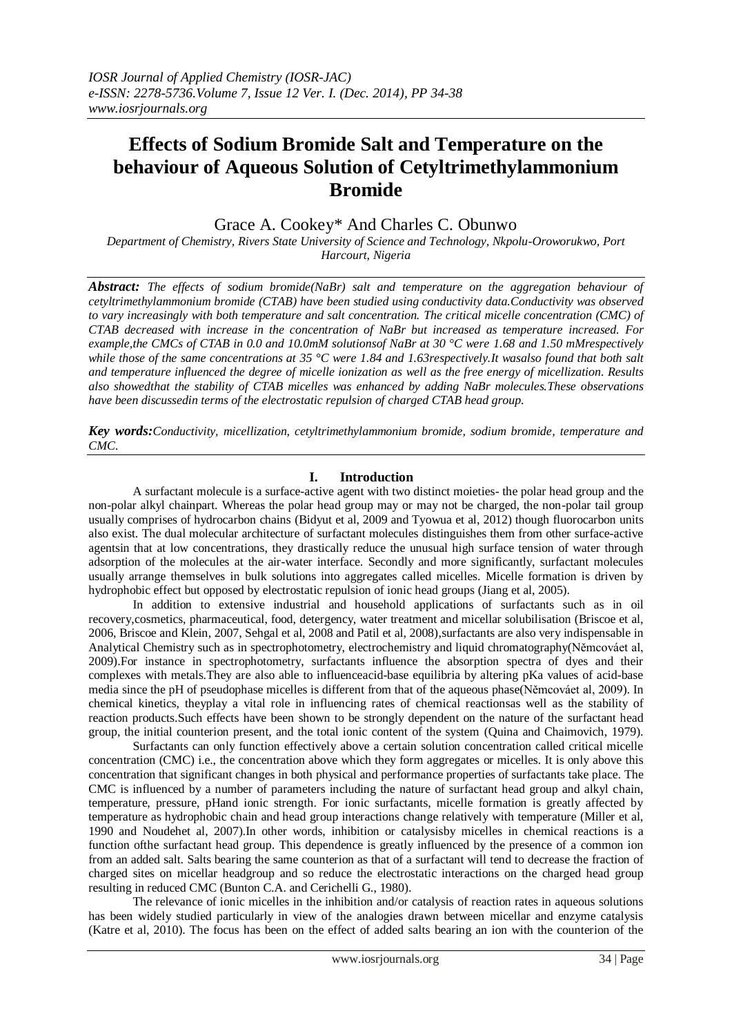# Effects of Sodium Bromide Salt and Temperature on the behaviour of Aqueous Solution of Cetyltrimethylammonium Bromide

Grace A. Cookey* And Charles C. Obunwo

*Department of Chemistry, Rivers State University of Science and Technology, Nkpolu-Oroworukwo, Port Harcourt, Nigeria*

***Abstract:*** *The effects of sodium bromide(NaBr) salt and temperature on the aggregation behaviour of cetyltrimethylammonium bromide (CTAB) have been studied using conductivity data.Conductivity was observed to vary increasingly with both temperature and salt concentration. The critical micelle concentration (CMC) of CTAB decreased with increase in the concentration of NaBr but increased as temperature increased. For example,the CMCs of CTAB in 0.0 and 10.0mM solutionsof NaBr at 30 °C were 1.68 and 1.50 mMrespectively while those of the same concentrations at 35 °C were 1.84 and 1.63respectively.It wasalso found that both salt and temperature influenced the degree of micelle ionization as well as the free energy of micellization. Results also showedthat the stability of CTAB micelles was enhanced by adding NaBr molecules.These observations have been discussedin terms of the electrostatic repulsion of charged CTAB head group.*

***Key words:****Conductivity, micellization, cetyltrimethylammonium bromide, sodium bromide, temperature and CMC.*

## I. Introduction

A surfactant molecule is a surface-active agent with two distinct moieties- the polar head group and the non-polar alkyl chainpart. Whereas the polar head group may or may not be charged, the non-polar tail group usually comprises of hydrocarbon chains (Bidyut et al, 2009 and Tyowua et al, 2012) though fluorocarbon units also exist. The dual molecular architecture of surfactant molecules distinguishes them from other surface-active agentsin that at low concentrations, they drastically reduce the unusual high surface tension of water through adsorption of the molecules at the air-water interface. Secondly and more significantly, surfactant molecules usually arrange themselves in bulk solutions into aggregates called micelles. Micelle formation is driven by hydrophobic effect but opposed by electrostatic repulsion of ionic head groups (Jiang et al, 2005).

In addition to extensive industrial and household applications of surfactants such as in oil recovery,cosmetics, pharmaceutical, food, detergency, water treatment and micellar solubilisation (Briscoe et al, 2006, Briscoe and Klein, 2007, Sehgal et al, 2008 and Patil et al, 2008),surfactants are also very indispensable in Analytical Chemistry such as in spectrophotometry, electrochemistry and liquid chromatography(Němcováet al, 2009).For instance in spectrophotometry, surfactants influence the absorption spectra of dyes and their complexes with metals.They are also able to influenceacid-base equilibria by altering pKa values of acid-base media since the pH of pseudophase micelles is different from that of the aqueous phase(Němcováet al, 2009). In chemical kinetics, theyplay a vital role in influencing rates of chemical reactionsas well as the stability of reaction products.Such effects have been shown to be strongly dependent on the nature of the surfactant head group, the initial counterion present, and the total ionic content of the system (Quina and Chaimovich, 1979).

Surfactants can only function effectively above a certain solution concentration called critical micelle concentration (CMC) i.e., the concentration above which they form aggregates or micelles. It is only above this concentration that significant changes in both physical and performance properties of surfactants take place. The CMC is influenced by a number of parameters including the nature of surfactant head group and alkyl chain, temperature, pressure, pHand ionic strength. For ionic surfactants, micelle formation is greatly affected by temperature as hydrophobic chain and head group interactions change relatively with temperature (Miller et al, 1990 and Noudehet al, 2007).In other words, inhibition or catalysisby micelles in chemical reactions is a function ofthe surfactant head group. This dependence is greatly influenced by the presence of a common ion from an added salt. Salts bearing the same counterion as that of a surfactant will tend to decrease the fraction of charged sites on micellar headgroup and so reduce the electrostatic interactions on the charged head group resulting in reduced CMC (Bunton C.A. and Cerichelli G., 1980).

The relevance of ionic micelles in the inhibition and/or catalysis of reaction rates in aqueous solutions has been widely studied particularly in view of the analogies drawn between micellar and enzyme catalysis (Katre et al, 2010). The focus has been on the effect of added salts bearing an ion with the counterion of the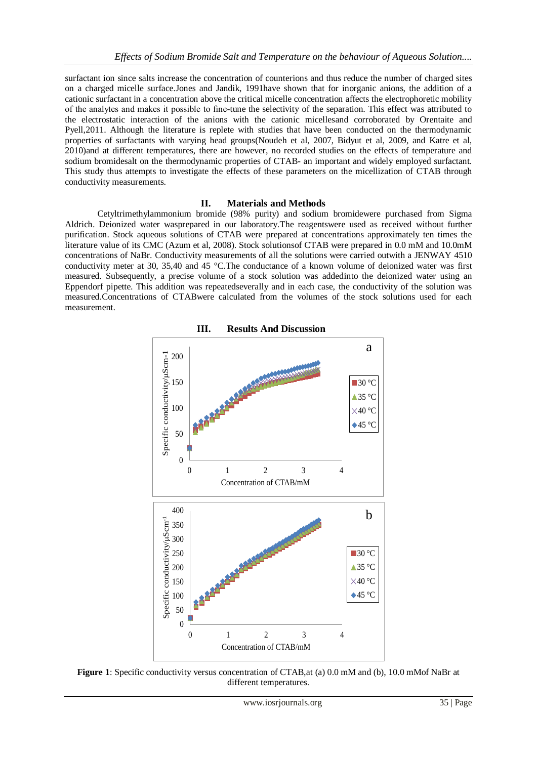surfactant ion since salts increase the concentration of counterions and thus reduce the number of charged sites on a charged micelle surface.Jones and Jandik, 1991have shown that for inorganic anions, the addition of a cationic surfactant in a concentration above the critical micelle concentration affects the electrophoretic mobility of the analytes and makes it possible to fine-tune the selectivity of the separation. This effect was attributed to the electrostatic interaction of the anions with the cationic micellesand corroborated by Orentaite and Pyell,2011. Although the literature is replete with studies that have been conducted on the thermodynamic properties of surfactants with varying head groups(Noudeh et al, 2007, Bidyut et al, 2009, and Katre et al, 2010)and at different temperatures, there are however, no recorded studies on the effects of temperature and sodium bromidesalt on the thermodynamic properties of CTAB- an important and widely employed surfactant. This study thus attempts to investigate the effects of these parameters on the micellization of CTAB through conductivity measurements.

## II. Materials and Methods

Cetyltrimethylammonium bromide (98% purity) and sodium bromidewere purchased from Sigma Aldrich. Deionized water wasprepared in our laboratory.The reagentswere used as received without further purification. Stock aqueous solutions of CTAB were prepared at concentrations approximately ten times the literature value of its CMC (Azum et al, 2008). Stock solutionsof CTAB were prepared in 0.0 mM and 10.0mM concentrations of NaBr. Conductivity measurements of all the solutions were carried outwith a JENWAY 4510 conductivity meter at 30, 35,40 and 45 °C.The conductance of a known volume of deionized water was first measured. Subsequently, a precise volume of a stock solution was addedinto the deionized water using an Eppendorf pipette. This addition was repeatedseverally and in each case, the conductivity of the solution was measured.Concentrations of CTABwere calculated from the volumes of the stock solutions used for each measurement.

## III. Results And Discussion

**Figure 1**: Specific conductivity versus concentration of CTAB,at (a) 0.0 mM and (b), 10.0 mMof NaBr at different temperatures.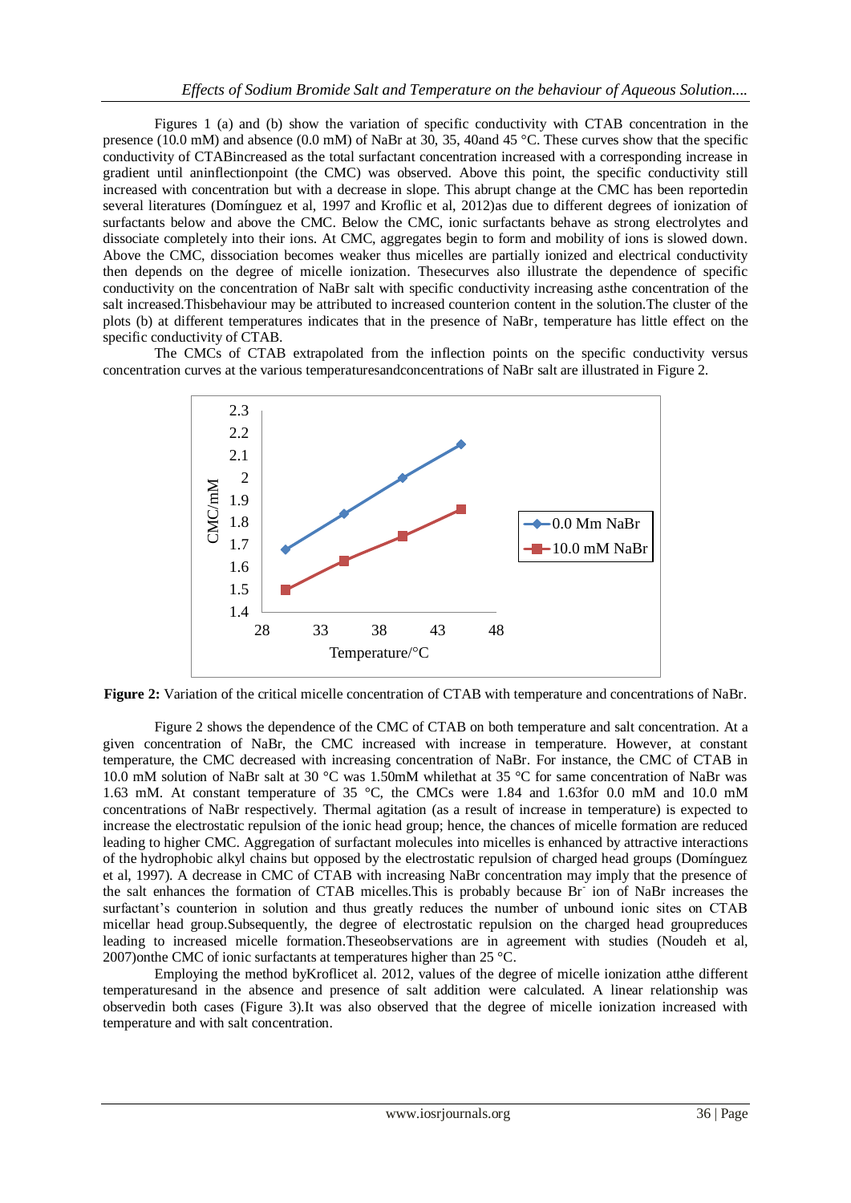Figures 1 (a) and (b) show the variation of specific conductivity with CTAB concentration in the presence (10.0 mM) and absence (0.0 mM) of NaBr at 30, 35, 40and 45 °C. These curves show that the specific conductivity of CTABincreased as the total surfactant concentration increased with a corresponding increase in gradient until aninflectionpoint (the CMC) was observed. Above this point, the specific conductivity still increased with concentration but with a decrease in slope. This abrupt change at the CMC has been reportedin several literatures (Domínguez et al, 1997 and Kroflic et al, 2012)as due to different degrees of ionization of surfactants below and above the CMC. Below the CMC, ionic surfactants behave as strong electrolytes and dissociate completely into their ions. At CMC, aggregates begin to form and mobility of ions is slowed down. Above the CMC, dissociation becomes weaker thus micelles are partially ionized and electrical conductivity then depends on the degree of micelle ionization. Thesecurves also illustrate the dependence of specific conductivity on the concentration of NaBr salt with specific conductivity increasing asthe concentration of the salt increased.Thisbehaviour may be attributed to increased counterion content in the solution.The cluster of the plots (b) at different temperatures indicates that in the presence of NaBr, temperature has little effect on the specific conductivity of CTAB.

The CMCs of CTAB extrapolated from the inflection points on the specific conductivity versus concentration curves at the various temperaturesandconcentrations of NaBr salt are illustrated in Figure 2.

**Figure 2:** Variation of the critical micelle concentration of CTAB with temperature and concentrations of NaBr.

Figure 2 shows the dependence of the CMC of CTAB on both temperature and salt concentration. At a given concentration of NaBr, the CMC increased with increase in temperature. However, at constant temperature, the CMC decreased with increasing concentration of NaBr. For instance, the CMC of CTAB in 10.0 mM solution of NaBr salt at 30 °C was 1.50mM whilethat at 35 °C for same concentration of NaBr was 1.63 mM. At constant temperature of 35 °C, the CMCs were 1.84 and 1.63for 0.0 mM and 10.0 mM concentrations of NaBr respectively. Thermal agitation (as a result of increase in temperature) is expected to increase the electrostatic repulsion of the ionic head group; hence, the chances of micelle formation are reduced leading to higher CMC. Aggregation of surfactant molecules into micelles is enhanced by attractive interactions of the hydrophobic alkyl chains but opposed by the electrostatic repulsion of charged head groups (Domínguez et al, 1997). A decrease in CMC of CTAB with increasing NaBr concentration may imply that the presence of the salt enhances the formation of CTAB micelles.This is probably because $Br^-$ ion of NaBr increases the surfactant's counterion in solution and thus greatly reduces the number of unbound ionic sites on CTAB micellar head group.Subsequently, the degree of electrostatic repulsion on the charged head groupreduces leading to increased micelle formation.Theseobservations are in agreement with studies (Noudeh et al, 2007)onthe CMC of ionic surfactants at temperatures higher than 25 °C.

Employing the method byKroflicet al. 2012, values of the degree of micelle ionization atthe different temperaturesand in the absence and presence of salt addition were calculated. A linear relationship was observedin both cases (Figure 3).It was also observed that the degree of micelle ionization increased with temperature and with salt concentration.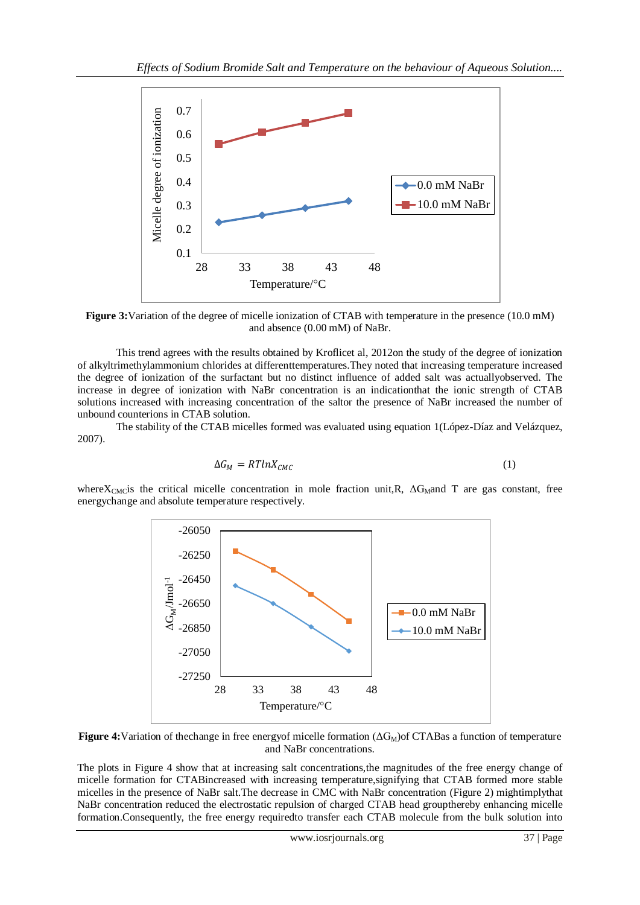**Figure 3:** Variation of the degree of micelle ionization of CTAB with temperature in the presence (10.0 mM) and absence (0.00 mM) of NaBr.

This trend agrees with the results obtained by Kroflicet al, 2012on the study of the degree of ionization of alkyltrimethylammonium chlorides at differenttemperatures.They noted that increasing temperature increased the degree of ionization of the surfactant but no distinct influence of added salt was actuallyobserved. The increase in degree of ionization with NaBr concentration is an indicationthat the ionic strength of CTAB solutions increased with increasing concentration of the saltor the presence of NaBr increased the number of unbound counterions in CTAB solution.

The stability of the CTAB micelles formed was evaluated using equation 1(López-Díaz and Velázquez, 2007).

$$\Delta G_M = RT\ln X_{CMC} \qquad (1)$$

where $X_{CMC}$ is the critical micelle concentration in mole fraction unit, R, $\Delta G_M$ and T are gas constant, free energychange and absolute temperature respectively.

**Figure 4:** Variation of thechange in free energyof micelle formation ($\Delta G_M$)of CTABas a function of temperature and NaBr concentrations.

The plots in Figure 4 show that at increasing salt concentrations,the magnitudes of the free energy change of micelle formation for CTABincreased with increasing temperature,signifying that CTAB formed more stable micelles in the presence of NaBr salt.The decrease in CMC with NaBr concentration (Figure 2) mightimplythat NaBr concentration reduced the electrostatic repulsion of charged CTAB head groupthereby enhancing micelle formation.Consequently, the free energy requiredto transfer each CTAB molecule from the bulk solution into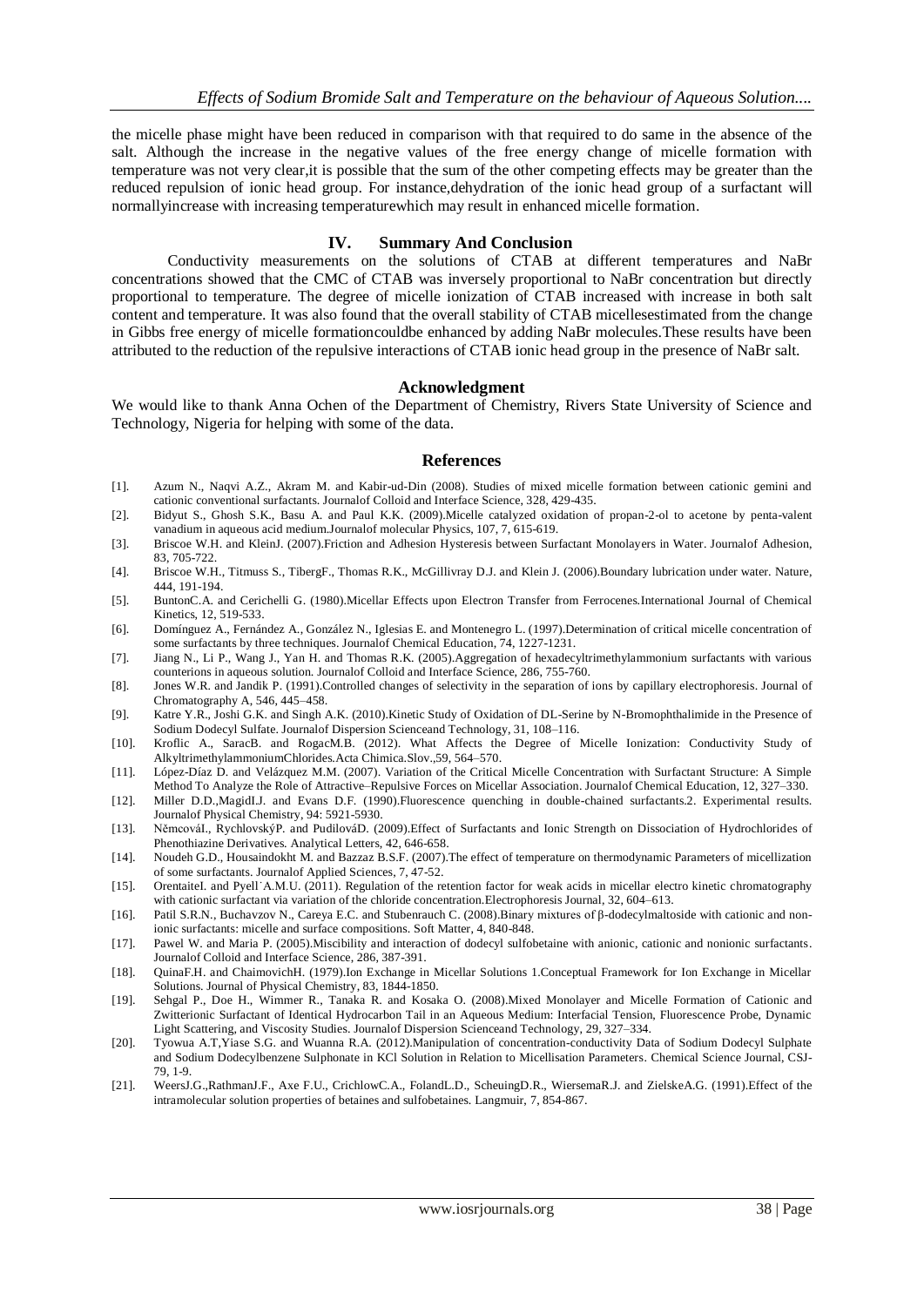the micelle phase might have been reduced in comparison with that required to do same in the absence of the salt. Although the increase in the negative values of the free energy change of micelle formation with temperature was not very clear,it is possible that the sum of the other competing effects may be greater than the reduced repulsion of ionic head group. For instance,dehydration of the ionic head group of a surfactant will normallyincrease with increasing temperaturewhich may result in enhanced micelle formation.

## IV. Summary And Conclusion

Conductivity measurements on the solutions of CTAB at different temperatures and NaBr concentrations showed that the CMC of CTAB was inversely proportional to NaBr concentration but directly proportional to temperature. The degree of micelle ionization of CTAB increased with increase in both salt content and temperature. It was also found that the overall stability of CTAB micellesestimated from the change in Gibbs free energy of micelle formationcouldbe enhanced by adding NaBr molecules.These results have been attributed to the reduction of the repulsive interactions of CTAB ionic head group in the presence of NaBr salt.

## Acknowledgment

We would like to thank Anna Ochen of the Department of Chemistry, Rivers State University of Science and Technology, Nigeria for helping with some of the data.

## References

[1]. Azum N., Naqvi A.Z., Akram M. and Kabir-ud-Din (2008). Studies of mixed micelle formation between cationic gemini and cationic conventional surfactants. Journalof Colloid and Interface Science, 328, 429-435.

[2]. Bidyut S., Ghosh S.K., Basu A. and Paul K.K. (2009).Micelle catalyzed oxidation of propan-2-ol to acetone by penta-valent vanadium in aqueous acid medium.Journalof molecular Physics, 107, 7, 615-619.

[3]. Briscoe W.H. and KleinJ. (2007).Friction and Adhesion Hysteresis between Surfactant Monolayers in Water. Journalof Adhesion, 83, 705-722.

[4]. Briscoe W.H., Titmuss S., TibergF., Thomas R.K., McGillivray D.J. and Klein J. (2006).Boundary lubrication under water. Nature, 444, 191-194.

[5]. BuntonC.A. and Cerichelli G. (1980).Micellar Effects upon Electron Transfer from Ferrocenes.International Journal of Chemical Kinetics, 12, 519-533.

[6]. Domínguez A., Fernández A., González N., Iglesias E. and Montenegro L. (1997).Determination of critical micelle concentration of some surfactants by three techniques. Journalof Chemical Education, 74, 1227-1231.

[7]. Jiang N., Li P., Wang J., Yan H. and Thomas R.K. (2005).Aggregation of hexadecyltrimethylammonium surfactants with various counterions in aqueous solution. Journalof Colloid and Interface Science, 286, 755-760.

[8]. Jones W.R. and Jandik P. (1991).Controlled changes of selectivity in the separation of ions by capillary electrophoresis. Journal of Chromatography A, 546, 445–458.

[9]. Katre Y.R., Joshi G.K. and Singh A.K. (2010).Kinetic Study of Oxidation of DL-Serine by N-Bromophthalimide in the Presence of Sodium Dodecyl Sulfate. Journalof Dispersion Scienceand Technology, 31, 108–116.

[10]. Kroflic A., SaracB. and RogacM.B. (2012). What Affects the Degree of Micelle Ionization: Conductivity Study of AlkyltrimethylammoniumChlorides.Acta Chimica.Slov.,59, 564–570.

[11]. López-Díaz D. and Velázquez M.M. (2007). Variation of the Critical Micelle Concentration with Surfactant Structure: A Simple Method To Analyze the Role of Attractive–Repulsive Forces on Micellar Association. Journalof Chemical Education, 12, 327–330.

[12]. Miller D.D.,MagidI.J. and Evans D.F. (1990).Fluorescence quenching in double-chained surfactants.2. Experimental results. Journalof Physical Chemistry, 94: 5921-5930.

[13]. NěmcováI., RychlovskýP. and PudilováD. (2009).Effect of Surfactants and Ionic Strength on Dissociation of Hydrochlorides of Phenothiazine Derivatives. Analytical Letters, 42, 646-658.

[14]. Noudeh G.D., Housaindokht M. and Bazzaz B.S.F. (2007).The effect of temperature on thermodynamic Parameters of micellization of some surfactants. Journalof Applied Sciences, 7, 47-52.

[15]. OrentaiteI. and Pyell˙A.M.U. (2011). Regulation of the retention factor for weak acids in micellar electro kinetic chromatography with cationic surfactant via variation of the chloride concentration.Electrophoresis Journal, 32, 604–613.

[16]. Patil S.R.N., Buchavzov N., Careya E.C. and Stubenrauch C. (2008).Binary mixtures of β-dodecylmaltoside with cationic and non-ionic surfactants: micelle and surface compositions. Soft Matter, 4, 840-848.

[17]. Pawel W. and Maria P. (2005).Miscibility and interaction of dodecyl sulfobetaine with anionic, cationic and nonionic surfactants. Journalof Colloid and Interface Science, 286, 387-391.

[18]. QuinaF.H. and ChaimovichH. (1979).Ion Exchange in Micellar Solutions 1.Conceptual Framework for Ion Exchange in Micellar Solutions. Journal of Physical Chemistry, 83, 1844-1850.

[19]. Sehgal P., Doe H., Wimmer R., Tanaka R. and Kosaka O. (2008).Mixed Monolayer and Micelle Formation of Cationic and Zwitterionic Surfactant of Identical Hydrocarbon Tail in an Aqueous Medium: Interfacial Tension, Fluorescence Probe, Dynamic Light Scattering, and Viscosity Studies. Journalof Dispersion Scienceand Technology, 29, 327–334.

[20]. Tyowua A.T,Yiase S.G. and Wuanna R.A. (2012).Manipulation of concentration-conductivity Data of Sodium Dodecyl Sulphate and Sodium Dodecylbenzene Sulphonate in KCl Solution in Relation to Micellisation Parameters. Chemical Science Journal, CSJ-79, 1-9.

[21]. WeersJ.G.,RathmanJ.F., Axe F.U., CrichlowC.A., FolandL.D., ScheuingD.R., WiersemaR.J. and ZielskeA.G. (1991).Effect of the intramolecular solution properties of betaines and sulfobetaines. Langmuir, 7, 854-867.